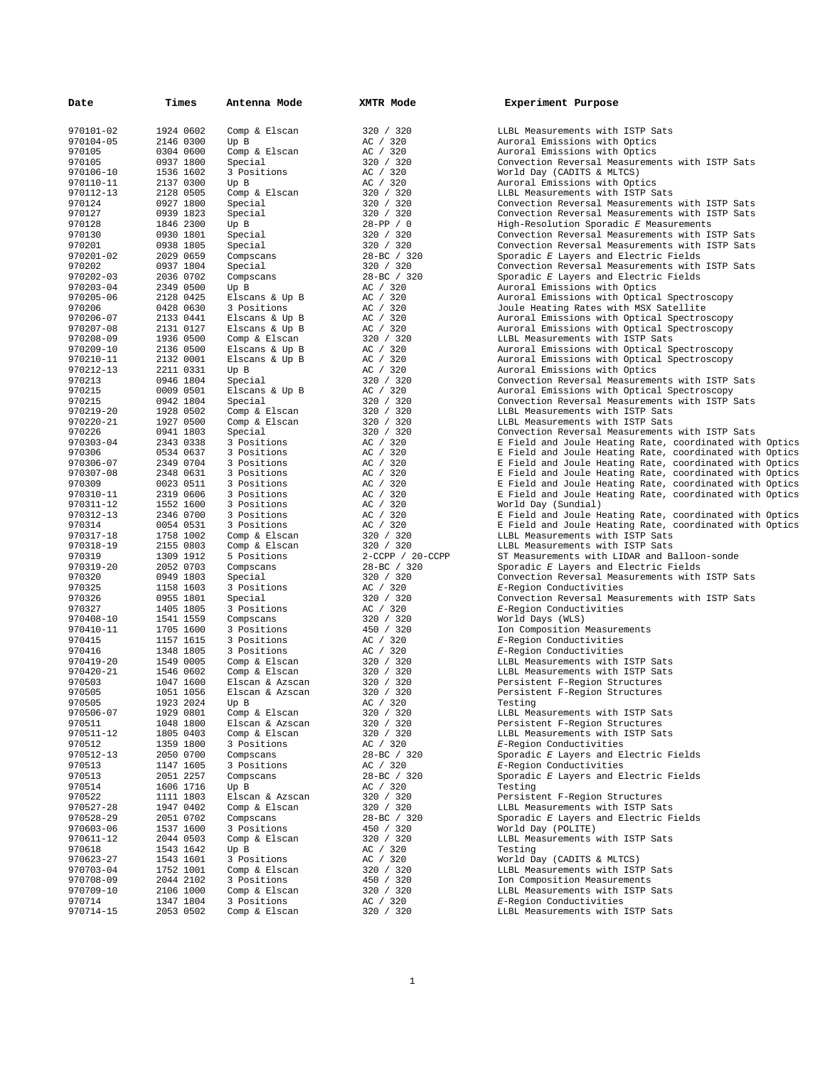| Date | Times | Antenna Mode | XMTR Mode | Experiment Purpose |
|---|---|---|---|---|
| 970101-02 | 1924 0602 | Comp & Elscan | 320 / 320 | LLBL Measurements with ISTP Sats |
| 970104-05 | 2146 0300 | Up B | AC / 320 | Auroral Emissions with Optics |
| 970105 | 0304 0600 | Comp & Elscan | AC / 320 | Auroral Emissions with Optics |
| 970105 | 0937 1800 | Special | 320 / 320 | Convection Reversal Measurements with ISTP Sats |
| 970106-10 | 1536 1602 | 3 Positions | AC / 320 | World Day (CADITS & MLTCS) |
| 970110-11 | 2137 0300 | Up B | AC / 320 | Auroral Emissions with Optics |
| 970112-13 | 2128 0505 | Comp & Elscan | 320 / 320 | LLBL Measurements with ISTP Sats |
| 970124 | 0927 1800 | Special | 320 / 320 | Convection Reversal Measurements with ISTP Sats |
| 970127 | 0939 1823 | Special | 320 / 320 | Convection Reversal Measurements with ISTP Sats |
| 970128 | 1846 2300 | Up B | 28-PP / 0 | High-Resolution Sporadic *E* Measurements |
| 970130 | 0930 1801 | Special | 320 / 320 | Convection Reversal Measurements with ISTP Sats |
| 970201 | 0938 1805 | Special | 320 / 320 | Convection Reversal Measurements with ISTP Sats |
| 970201-02 | 2029 0659 | Compscans | 28-BC / 320 | Sporadic *E* Layers and Electric Fields |
| 970202 | 0937 1804 | Special | 320 / 320 | Convection Reversal Measurements with ISTP Sats |
| 970202-03 | 2036 0702 | Compscans | 28-BC / 320 | Sporadic *E* Layers and Electric Fields |
| 970203-04 | 2349 0500 | Up B | AC / 320 | Auroral Emissions with Optics |
| 970205-06 | 2128 0425 | Elscans & Up B | AC / 320 | Auroral Emissions with Optical Spectroscopy |
| 970206 | 0428 0630 | 3 Positions | AC / 320 | Joule Heating Rates with MSX Satellite |
| 970206-07 | 2133 0441 | Elscans & Up B | AC / 320 | Auroral Emissions with Optical Spectroscopy |
| 970207-08 | 2131 0127 | Elscans & Up B | AC / 320 | Auroral Emissions with Optical Spectroscopy |
| 970208-09 | 1936 0500 | Comp & Elscan | 320 / 320 | LLBL Measurements with ISTP Sats |
| 970209-10 | 2136 0500 | Elscans & Up B | AC / 320 | Auroral Emissions with Optical Spectroscopy |
| 970210-11 | 2132 0001 | Elscans & Up B | AC / 320 | Auroral Emissions with Optical Spectroscopy |
| 970212-13 | 2211 0331 | Up B | AC / 320 | Auroral Emissions with Optics |
| 970213 | 0946 1804 | Special | 320 / 320 | Convection Reversal Measurements with ISTP Sats |
| 970215 | 0009 0501 | Elscans & Up B | AC / 320 | Auroral Emissions with Optical Spectroscopy |
| 970215 | 0942 1804 | Special | 320 / 320 | Convection Reversal Measurements with ISTP Sats |
| 970219-20 | 1928 0502 | Comp & Elscan | 320 / 320 | LLBL Measurements with ISTP Sats |
| 970220-21 | 1927 0500 | Comp & Elscan | 320 / 320 | LLBL Measurements with ISTP Sats |
| 970226 | 0941 1803 | Special | 320 / 320 | Convection Reversal Measurements with ISTP Sats |
| 970303-04 | 2343 0338 | 3 Positions | AC / 320 | E Field and Joule Heating Rate, coordinated with Optics |
| 970306 | 0534 0637 | 3 Positions | AC / 320 | E Field and Joule Heating Rate, coordinated with Optics |
| 970306-07 | 2349 0704 | 3 Positions | AC / 320 | E Field and Joule Heating Rate, coordinated with Optics |
| 970307-08 | 2348 0631 | 3 Positions | AC / 320 | E Field and Joule Heating Rate, coordinated with Optics |
| 970309 | 0023 0511 | 3 Positions | AC / 320 | E Field and Joule Heating Rate, coordinated with Optics |
| 970310-11 | 2319 0606 | 3 Positions | AC / 320 | E Field and Joule Heating Rate, coordinated with Optics |
| 970311-12 | 1552 1600 | 3 Positions | AC / 320 | World Day (Sundial) |
| 970312-13 | 2346 0700 | 3 Positions | AC / 320 | E Field and Joule Heating Rate, coordinated with Optics |
| 970314 | 0054 0531 | 3 Positions | AC / 320 | E Field and Joule Heating Rate, coordinated with Optics |
| 970317-18 | 1758 1002 | Comp & Elscan | 320 / 320 | LLBL Measurements with ISTP Sats |
| 970318-19 | 2155 0803 | Comp & Elscan | 320 / 320 | LLBL Measurements with ISTP Sats |
| 970319 | 1309 1912 | 5 Positions | 2-CCPP / 20-CCPP | ST Measurements with LIDAR and Balloon-sonde |
| 970319-20 | 2052 0703 | Compscans | 28-BC / 320 | Sporadic *E* Layers and Electric Fields |
| 970320 | 0949 1803 | Special | 320 / 320 | Convection Reversal Measurements with ISTP Sats |
| 970325 | 1158 1603 | 3 Positions | AC / 320 | *E*-Region Conductivities |
| 970326 | 0955 1801 | Special | 320 / 320 | Convection Reversal Measurements with ISTP Sats |
| 970327 | 1405 1805 | 3 Positions | AC / 320 | *E*-Region Conductivities |
| 970408-10 | 1541 1559 | Compscans | 320 / 320 | World Days (WLS) |
| 970410-11 | 1705 1600 | 3 Positions | 450 / 320 | Ion Composition Measurements |
| 970415 | 1157 1615 | 3 Positions | AC / 320 | *E*-Region Conductivities |
| 970416 | 1348 1805 | 3 Positions | AC / 320 | *E*-Region Conductivities |
| 970419-20 | 1549 0005 | Comp & Elscan | 320 / 320 | LLBL Measurements with ISTP Sats |
| 970420-21 | 1546 0602 | Comp & Elscan | 320 / 320 | LLBL Measurements with ISTP Sats |
| 970503 | 1047 1600 | Elscan & Azscan | 320 / 320 | Persistent F-Region Structures |
| 970505 | 1051 1056 | Elscan & Azscan | 320 / 320 | Persistent F-Region Structures |
| 970505 | 1923 2024 | Up B | AC / 320 | Testing |
| 970506-07 | 1929 0801 | Comp & Elscan | 320 / 320 | LLBL Measurements with ISTP Sats |
| 970511 | 1048 1800 | Elscan & Azscan | 320 / 320 | Persistent F-Region Structures |
| 970511-12 | 1805 0403 | Comp & Elscan | 320 / 320 | LLBL Measurements with ISTP Sats |
| 970512 | 1359 1800 | 3 Positions | AC / 320 | *E*-Region Conductivities |
| 970512-13 | 2050 0700 | Compscans | 28-BC / 320 | Sporadic *E* Layers and Electric Fields |
| 970513 | 1147 1605 | 3 Positions | AC / 320 | *E*-Region Conductivities |
| 970513 | 2051 2257 | Compscans | 28-BC / 320 | Sporadic *E* Layers and Electric Fields |
| 970514 | 1606 1716 | Up B | AC / 320 | Testing |
| 970522 | 1111 1803 | Elscan & Azscan | 320 / 320 | Persistent F-Region Structures |
| 970527-28 | 1947 0402 | Comp & Elscan | 320 / 320 | LLBL Measurements with ISTP Sats |
| 970528-29 | 2051 0702 | Compscans | 28-BC / 320 | Sporadic *E* Layers and Electric Fields |
| 970603-06 | 1537 1600 | 3 Positions | 450 / 320 | World Day (POLITE) |
| 970611-12 | 2044 0503 | Comp & Elscan | 320 / 320 | LLBL Measurements with ISTP Sats |
| 970618 | 1543 1642 | Up B | AC / 320 | Testing |
| 970623-27 | 1543 1601 | 3 Positions | AC / 320 | World Day (CADITS & MLTCS) |
| 970703-04 | 1752 1001 | Comp & Elscan | 320 / 320 | LLBL Measurements with ISTP Sats |
| 970708-09 | 2044 2102 | 3 Positions | 450 / 320 | Ion Composition Measurements |
| 970709-10 | 2106 1000 | Comp & Elscan | 320 / 320 | LLBL Measurements with ISTP Sats |
| 970714 | 1347 1804 | 3 Positions | AC / 320 | *E*-Region Conductivities |
| 970714-15 | 2053 0502 | Comp & Elscan | 320 / 320 | LLBL Measurements with ISTP Sats |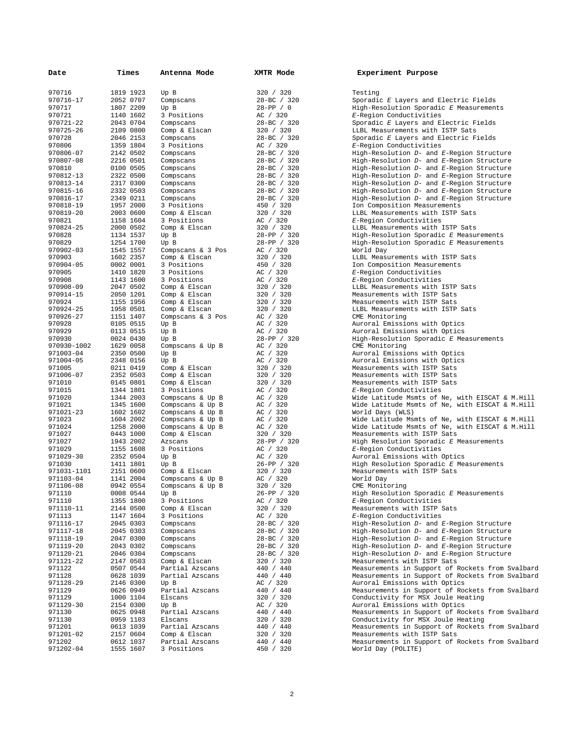| Date | Times | Antenna Mode | XMTR Mode | Experiment Purpose |
|---|---|---|---|---|
| 970716 | 1819 1923 | Up B | 320 / 320 | Testing |
| 970716-17 | 2052 0707 | Compscans | 28-BC / 320 | Sporadic *E* Layers and Electric Fields |
| 970717 | 1807 2209 | Up B | 28-PP / 0 | High-Resolution Sporadic *E* Measurements |
| 970721 | 1140 1602 | 3 Positions | AC / 320 | *E*-Region Conductivities |
| 970721-22 | 2043 0704 | Compscans | 28-BC / 320 | Sporadic *E* Layers and Electric Fields |
| 970725-26 | 2109 0800 | Comp & Elscan | 320 / 320 | LLBL Measurements with ISTP Sats |
| 970728 | 2046 2153 | Compscans | 28-BC / 320 | Sporadic *E* Layers and Electric Fields |
| 970806 | 1359 1804 | 3 Positions | AC / 320 | *E*-Region Conductivities |
| 970806-07 | 2142 0502 | Compscans | 28-BC / 320 | High-Resolution *D*- and *E*-Region Structure |
| 970807-08 | 2216 0501 | Compscans | 28-BC / 320 | High-Resolution *D*- and *E*-Region Structure |
| 970810 | 0100 0505 | Compscans | 28-BC / 320 | High-Resolution *D*- and *E*-Region Structure |
| 970812-13 | 2322 0500 | Compscans | 28-BC / 320 | High-Resolution *D*- and *E*-Region Structure |
| 970813-14 | 2317 0300 | Compscans | 28-BC / 320 | High-Resolution *D*- and *E*-Region Structure |
| 970815-16 | 2332 0503 | Compscans | 28-BC / 320 | High-Resolution *D*- and *E*-Region Structure |
| 970816-17 | 2349 0211 | Compscans | 28-BC / 320 | High-Resolution *D*- and *E*-Region Structure |
| 970818-19 | 1957 2000 | 3 Positions | 450 / 320 | Ion Composition Measurements |
| 970819-20 | 2003 0600 | Comp & Elscan | 320 / 320 | LLBL Measurements with ISTP Sats |
| 970821 | 1158 1604 | 3 Positions | AC / 320 | *E*-Region Conductivities |
| 970824-25 | 2000 0502 | Comp & Elscan | 320 / 320 | LLBL Measurements with ISTP Sats |
| 970828 | 1134 1537 | Up B | 28-PP / 320 | High-Resolution Sporadic *E* Measurements |
| 970829 | 1254 1700 | Up B | 28-PP / 320 | High-Resolution Sporadic *E* Measurements |
| 970902-03 | 1545 1557 | Compscans & 3 Pos | AC / 320 | World Day |
| 970903 | 1602 2357 | Comp & Elscan | 320 / 320 | LLBL Measurements with ISTP Sats |
| 970904-05 | 0002 0001 | 3 Positions | 450 / 320 | Ion Composition Measurements |
| 970905 | 1410 1820 | 3 Positions | AC / 320 | *E*-Region Conductivities |
| 970908 | 1143 1600 | 3 Positions | AC / 320 | *E*-Region Conductivities |
| 970908-09 | 2047 0502 | Comp & Elscan | 320 / 320 | LLBL Measurements with ISTP Sats |
| 970914-15 | 2050 1201 | Comp & Elscan | 320 / 320 | Measurements with ISTP Sats |
| 970924 | 1155 1956 | Comp & Elscan | 320 / 320 | Measurements with ISTP Sats |
| 970924-25 | 1958 0501 | Comp & Elscan | 320 / 320 | LLBL Measurements with ISTP Sats |
| 970926-27 | 1151 1407 | Compscans & 3 Pos | AC / 320 | CME Monitoring |
| 970928 | 0105 0515 | Up B | AC / 320 | Auroral Emissions with Optics |
| 970929 | 0113 0515 | Up B | AC / 320 | Auroral Emissions with Optics |
| 970930 | 0024 0430 | Up B | 28-PP / 320 | High-Resolution Sporadic *E* Measurements |
| 970930-1002 | 1629 0058 | Compscans & Up B | AC / 320 | CME Monitoring |
| 971003-04 | 2350 0500 | Up B | AC / 320 | Auroral Emissions with Optics |
| 971004-05 | 2348 0156 | Up B | AC / 320 | Auroral Emissions with Optics |
| 971005 | 0211 0419 | Comp & Elscan | 320 / 320 | Measurements with ISTP Sats |
| 971006-07 | 2352 0503 | Comp & Elscan | 320 / 320 | Measurements with ISTP Sats |
| 971010 | 0145 0801 | Comp & Elscan | 320 / 320 | Measurements with ISTP Sats |
| 971015 | 1344 1801 | 3 Positions | AC / 320 | *E*-Region Conductivities |
| 971020 | 1344 2003 | Compscans & Up B | AC / 320 | Wide Latitude Msmts of Ne, with EISCAT & M.Hill |
| 971021 | 1345 1600 | Compscans & Up B | AC / 320 | Wide Latitude Msmts of Ne, with EISCAT & M.Hill |
| 971021-23 | 1602 1602 | Compscans & Up B | AC / 320 | World Days (WLS) |
| 971023 | 1604 2002 | Compscans & Up B | AC / 320 | Wide Latitude Msmts of Ne, with EISCAT & M.Hill |
| 971024 | 1258 2000 | Compscans & Up B | AC / 320 | Wide Latitude Msmts of Ne, with EISCAT & M.Hill |
| 971027 | 0443 1000 | Comp & Elscan | 320 / 320 | Measurements with ISTP Sats |
| 971027 | 1943 2002 | Azscans | 28-PP / 320 | High Resolution Sporadic *E* Measurements |
| 971029 | 1155 1608 | 3 Positions | AC / 320 | *E*-Region Conductivities |
| 971029-30 | 2352 0504 | Up B | AC / 320 | Auroral Emissions with Optics |
| 971030 | 1411 1801 | Up B | 26-PP / 320 | High Resolution Sporadic *E* Measurements |
| 971031-1101 | 2151 0600 | Comp & Elscan | 320 / 320 | Measurements with ISTP Sats |
| 971103-04 | 1141 2004 | Compscans & Up B | AC / 320 | World Day |
| 971106-08 | 0942 0554 | Compscans & Up B | 320 / 320 | CME Monitoring |
| 971110 | 0008 0544 | Up B | 26-PP / 320 | High Resolution Sporadic *E* Measurements |
| 971110 | 1355 1800 | 3 Positions | AC / 320 | *E*-Region Conductivities |
| 971110-11 | 2144 0500 | Comp & Elscan | 320 / 320 | Measurements with ISTP Sats |
| 971113 | 1147 1604 | 3 Positions | AC / 320 | *E*-Region Conductivities |
| 971116-17 | 2045 0303 | Compscans | 28-BC / 320 | High-Resolution *D*- and *E*-Region Structure |
| 971117-18 | 2045 0303 | Compscans | 28-BC / 320 | High-Resolution *D*- and *E*-Region Structure |
| 971118-19 | 2047 0300 | Compscans | 28-BC / 320 | High-Resolution *D*- and *E*-Region Structure |
| 971119-20 | 2043 0302 | Compscans | 28-BC / 320 | High-Resolution *D*- and *E*-Region Structure |
| 971120-21 | 2046 0304 | Compscans | 28-BC / 320 | High-Resolution *D*- and *E*-Region Structure |
| 971121-22 | 2147 0503 | Comp & Elscan | 320 / 320 | Measurements with ISTP Sats |
| 971122 | 0507 0544 | Partial Azscans | 440 / 440 | Measurements in Support of Rockets from Svalbard |
| 971128 | 0628 1039 | Partial Azscans | 440 / 440 | Measurements in Support of Rockets from Svalbard |
| 971128-29 | 2146 0300 | Up B | AC / 320 | Auroral Emissions with Optics |
| 971129 | 0626 0949 | Partial Azscans | 440 / 440 | Measurements in Support of Rockets from Svalbard |
| 971129 | 1000 1104 | Elscans | 320 / 320 | Conductivity for MSX Joule Heating |
| 971129-30 | 2154 0300 | Up B | AC / 320 | Auroral Emissions with Optics |
| 971130 | 0625 0948 | Partial Azscans | 440 / 440 | Measurements in Support of Rockets from Svalbard |
| 971130 | 0959 1103 | Elscans | 320 / 320 | Conductivity for MSX Joule Heating |
| 971201 | 0613 1039 | Partial Azscans | 440 / 440 | Measurements in Support of Rockets from Svalbard |
| 971201-02 | 2157 0604 | Comp & Elscan | 320 / 320 | Measurements with ISTP Sats |
| 971202 | 0612 1037 | Partial Azscans | 440 / 440 | Measurements in Support of Rockets from Svalbard |
| 971202-04 | 1555 1607 | 3 Positions | 450 / 320 | World Day (POLITE) |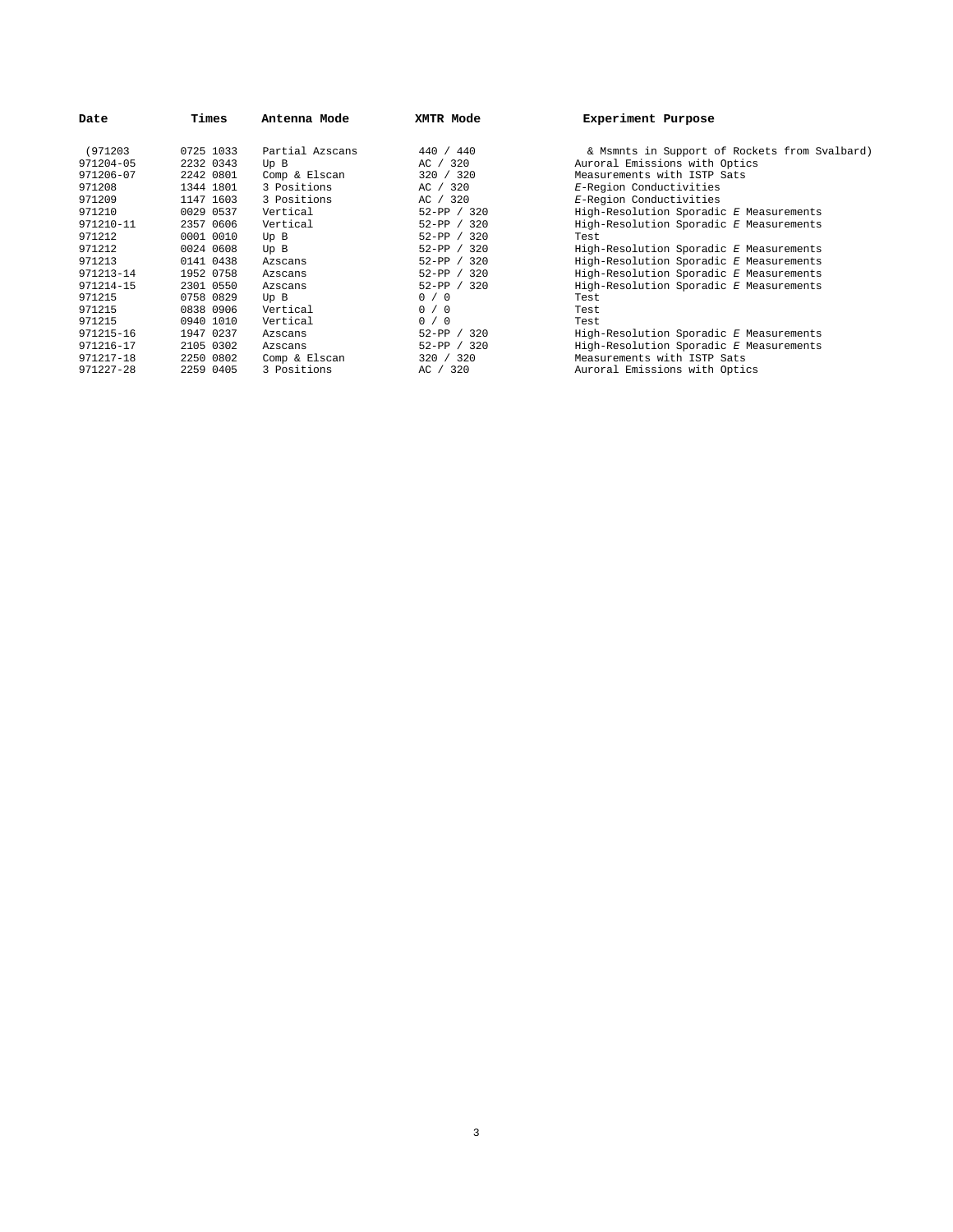| Date | Times | Antenna Mode | XMTR Mode | Experiment Purpose |
|---|---|---|---|---|
| (971203 | 0725 1033 | Partial Azscans | 440 / 440 | & Msmnts in Support of Rockets from Svalbard) |
| 971204-05 | 2232 0343 | Up B | AC / 320 | Auroral Emissions with Optics |
| 971206-07 | 2242 0801 | Comp & Elscan | 320 / 320 | Measurements with ISTP Sats |
| 971208 | 1344 1801 | 3 Positions | AC / 320 | *E*-Region Conductivities |
| 971209 | 1147 1603 | 3 Positions | AC / 320 | *E*-Region Conductivities |
| 971210 | 0029 0537 | Vertical | 52-PP / 320 | High-Resolution Sporadic *E* Measurements |
| 971210-11 | 2357 0606 | Vertical | 52-PP / 320 | High-Resolution Sporadic *E* Measurements |
| 971212 | 0001 0010 | Up B | 52-PP / 320 | Test |
| 971212 | 0024 0608 | Up B | 52-PP / 320 | High-Resolution Sporadic *E* Measurements |
| 971213 | 0141 0438 | Azscans | 52-PP / 320 | High-Resolution Sporadic *E* Measurements |
| 971213-14 | 1952 0758 | Azscans | 52-PP / 320 | High-Resolution Sporadic *E* Measurements |
| 971214-15 | 2301 0550 | Azscans | 52-PP / 320 | High-Resolution Sporadic *E* Measurements |
| 971215 | 0758 0829 | Up B | 0 / 0 | Test |
| 971215 | 0838 0906 | Vertical | 0 / 0 | Test |
| 971215 | 0940 1010 | Vertical | 0 / 0 | Test |
| 971215-16 | 1947 0237 | Azscans | 52-PP / 320 | High-Resolution Sporadic *E* Measurements |
| 971216-17 | 2105 0302 | Azscans | 52-PP / 320 | High-Resolution Sporadic *E* Measurements |
| 971217-18 | 2250 0802 | Comp & Elscan | 320 / 320 | Measurements with ISTP Sats |
| 971227-28 | 2259 0405 | 3 Positions | AC / 320 | Auroral Emissions with Optics |